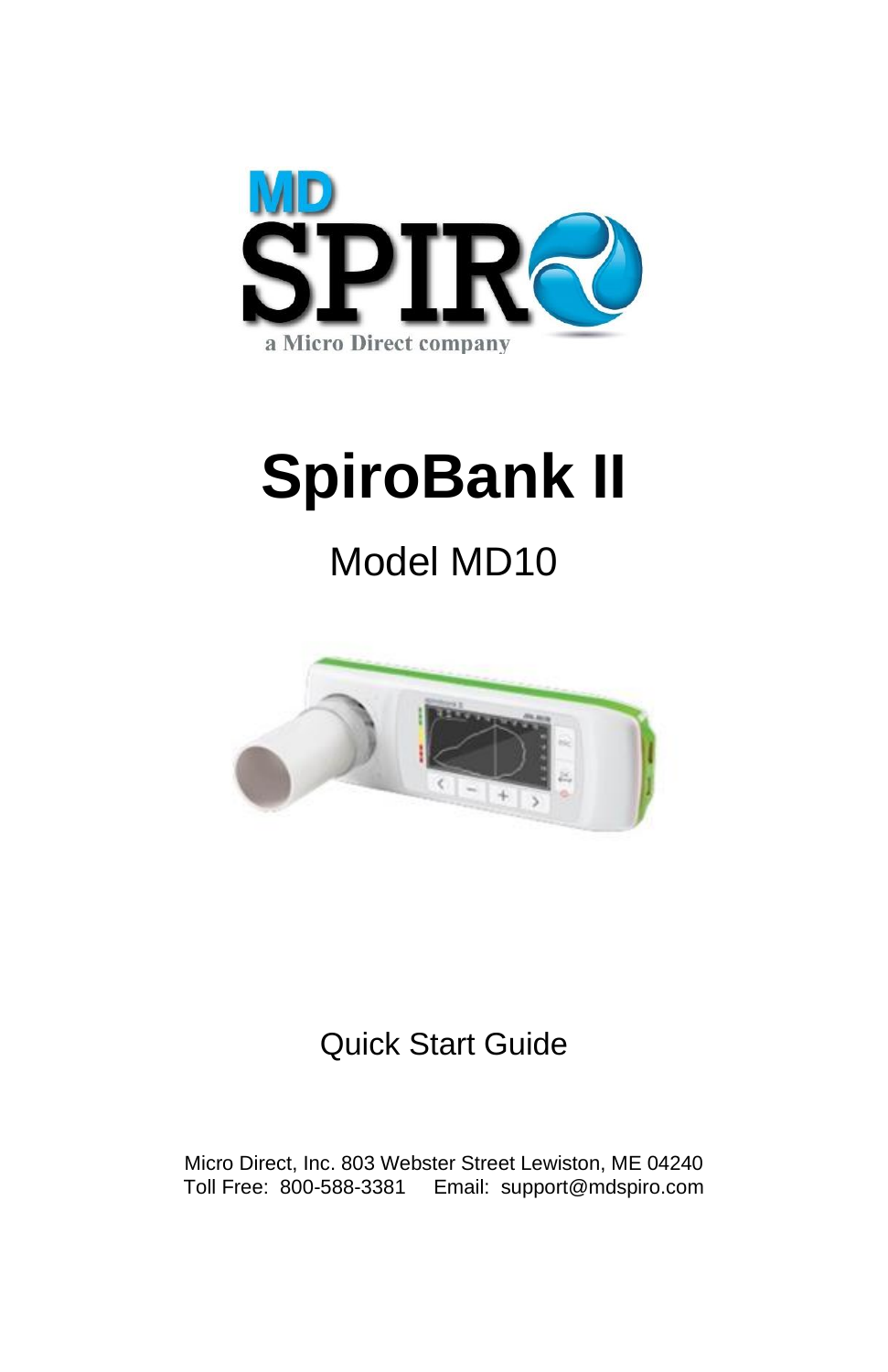MD SPIRO

a Micro Direct company

# SpiroBank II

## Model MD10

Quick Start Guide

Micro Direct, Inc. 803 Webster Street Lewiston, ME 04240
Toll Free: 800-588-3381 Email: support@mdspiro.com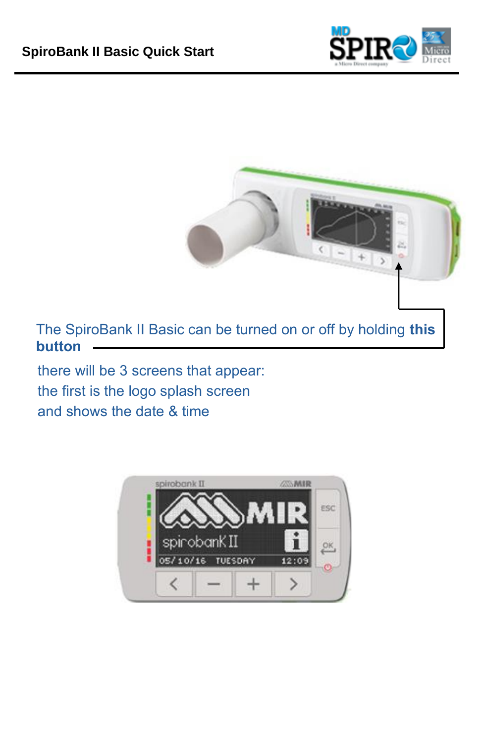The SpiroBank II Basic can be turned on or off by holding **this button**

there will be 3 screens that appear:
the first is the logo splash screen
and shows the date & time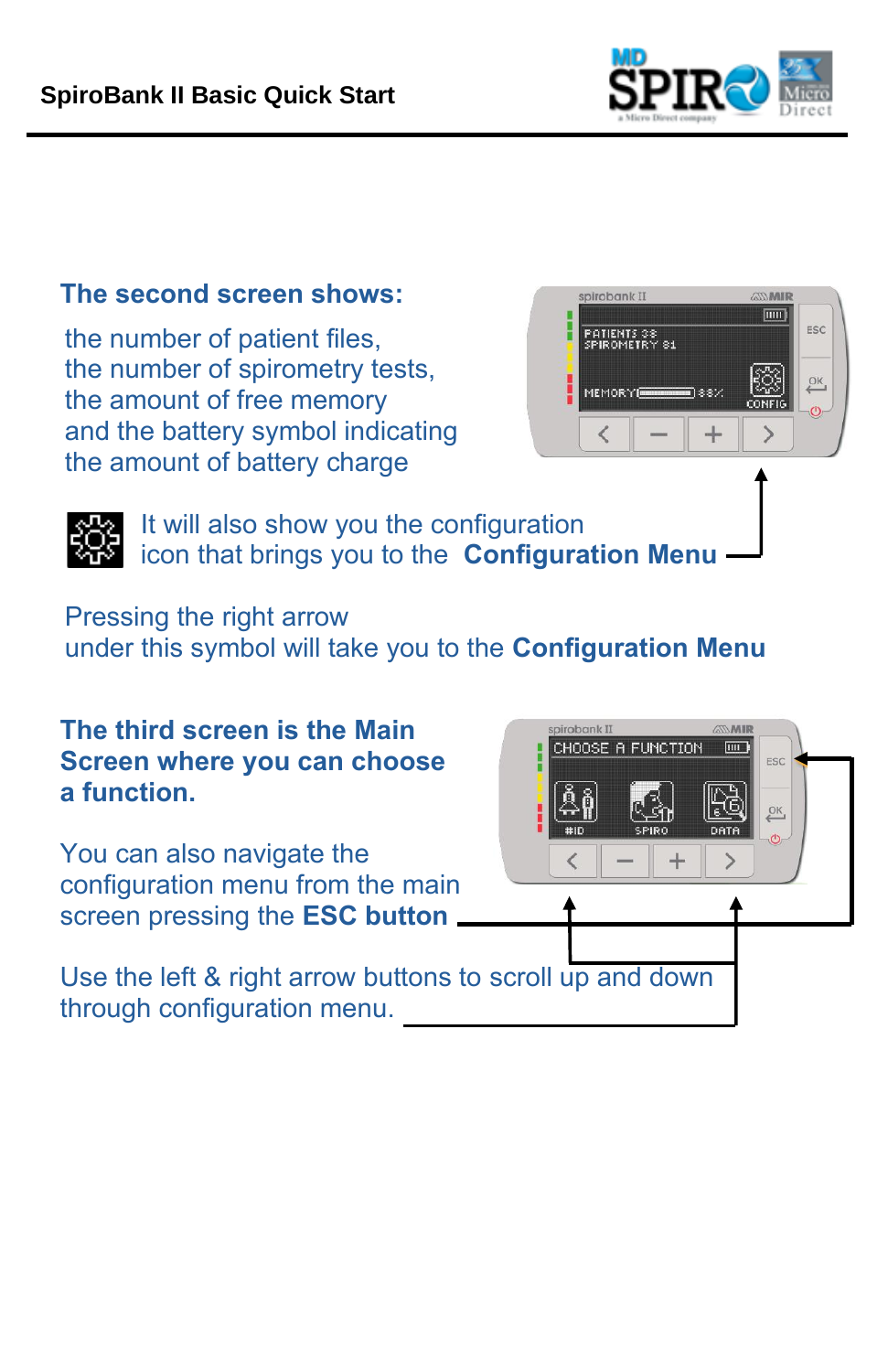**SpiroBank II Basic Quick Start**

### The second screen shows:

the number of patient files,
the number of spirometry tests,
the amount of free memory
and the battery symbol indicating
the amount of battery charge

It will also show you the configuration icon that brings you to the **Configuration Menu**

Pressing the right arrow
under this symbol will take you to the **Configuration Menu**

### The third screen is the Main Screen where you can choose a function.

You can also navigate the configuration menu from the main screen pressing the **ESC button**

Use the left & right arrow buttons to scroll up and down through configuration menu.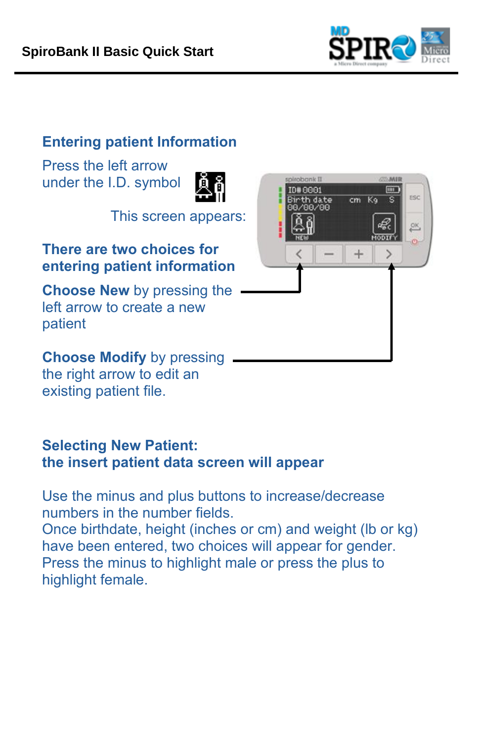## Entering patient Information

Press the left arrow under the I.D. symbol

This screen appears:

### There are two choices for entering patient information

**Choose New** by pressing the left arrow to create a new patient

**Choose Modify** by pressing the right arrow to edit an existing patient file.

### Selecting New Patient: the insert patient data screen will appear

Use the minus and plus buttons to increase/decrease numbers in the number fields.
Once birthdate, height (inches or cm) and weight (lb or kg) have been entered, two choices will appear for gender.
Press the minus to highlight male or press the plus to highlight female.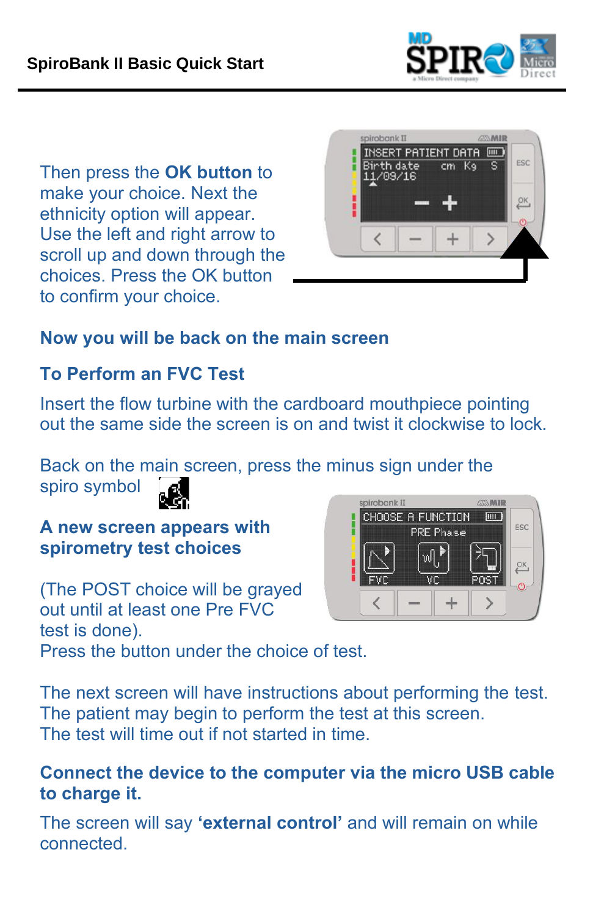Then press the **OK button** to make your choice. Next the ethnicity option will appear. Use the left and right arrow to scroll up and down through the choices. Press the OK button to confirm your choice.

**Now you will be back on the main screen**

**To Perform an FVC Test**

Insert the flow turbine with the cardboard mouthpiece pointing out the same side the screen is on and twist it clockwise to lock.

Back on the main screen, press the minus sign under the spiro symbol

**A new screen appears with spirometry test choices**

(The POST choice will be grayed out until at least one Pre FVC test is done).
Press the button under the choice of test.

The next screen will have instructions about performing the test. The patient may begin to perform the test at this screen. The test will time out if not started in time.

**Connect the device to the computer via the micro USB cable to charge it.**

The screen will say **'external control'** and will remain on while connected.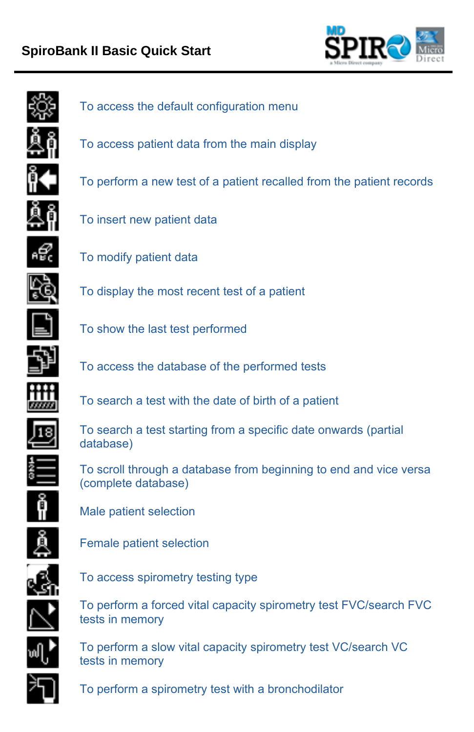# SpiroBank II Basic Quick Start

To access the default configuration menu

To access patient data from the main display

To perform a new test of a patient recalled from the patient records

To insert new patient data

To modify patient data

To display the most recent test of a patient

To show the last test performed

To access the database of the performed tests

To search a test with the date of birth of a patient

To search a test starting from a specific date onwards (partial database)

To scroll through a database from beginning to end and vice versa (complete database)

Male patient selection

Female patient selection

To access spirometry testing type

To perform a forced vital capacity spirometry test FVC/search FVC tests in memory

To perform a slow vital capacity spirometry test VC/search VC tests in memory

To perform a spirometry test with a bronchodilator